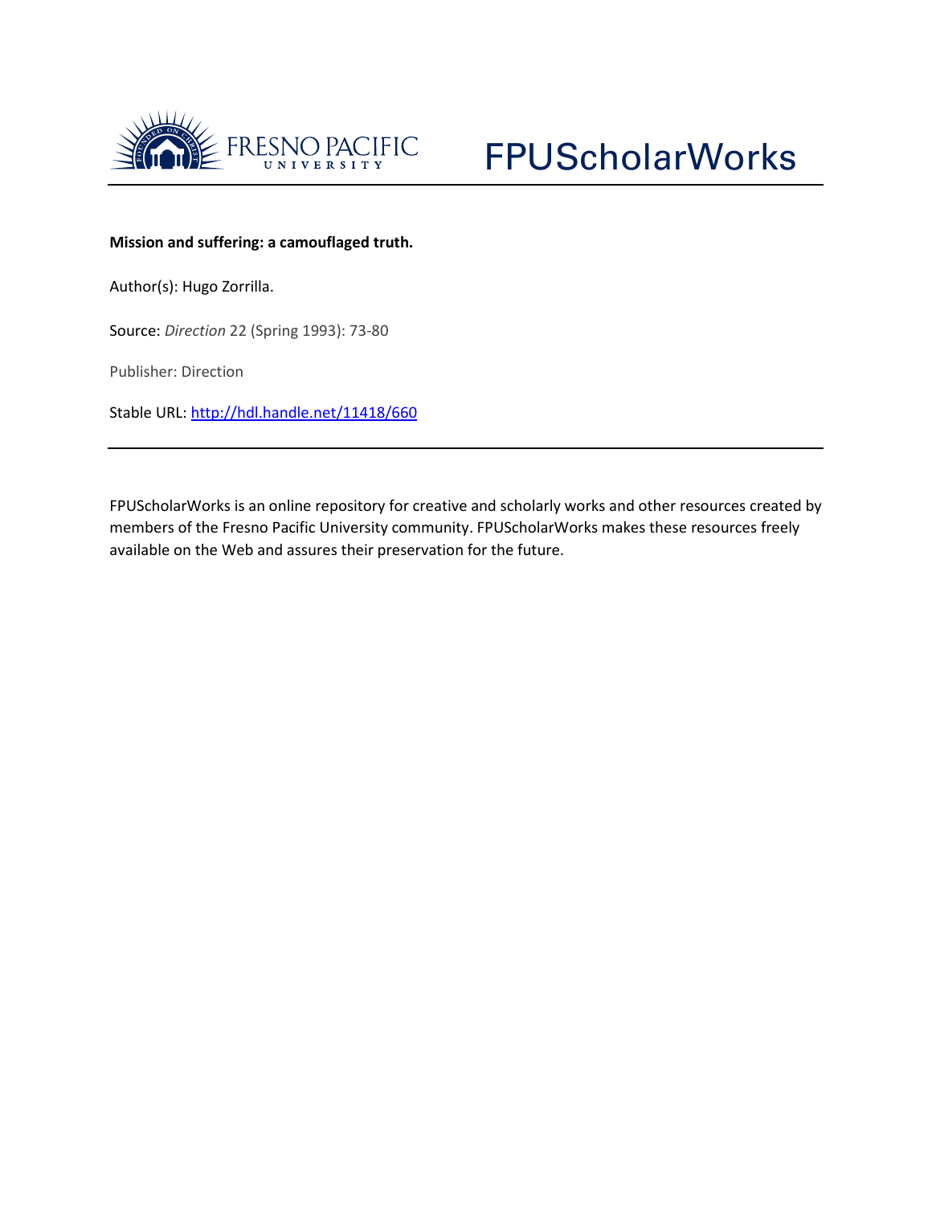FRESNO PACIFIC UNIVERSITY

FPUScholarWorks

**Mission and suffering: a camouflaged truth.**

Author(s): Hugo Zorrilla.

Source: *Direction* 22 (Spring 1993): 73-80

Publisher: Direction

Stable URL: http://hdl.handle.net/11418/660

---

FPUScholarWorks is an online repository for creative and scholarly works and other resources created by members of the Fresno Pacific University community. FPUScholarWorks makes these resources freely available on the Web and assures their preservation for the future.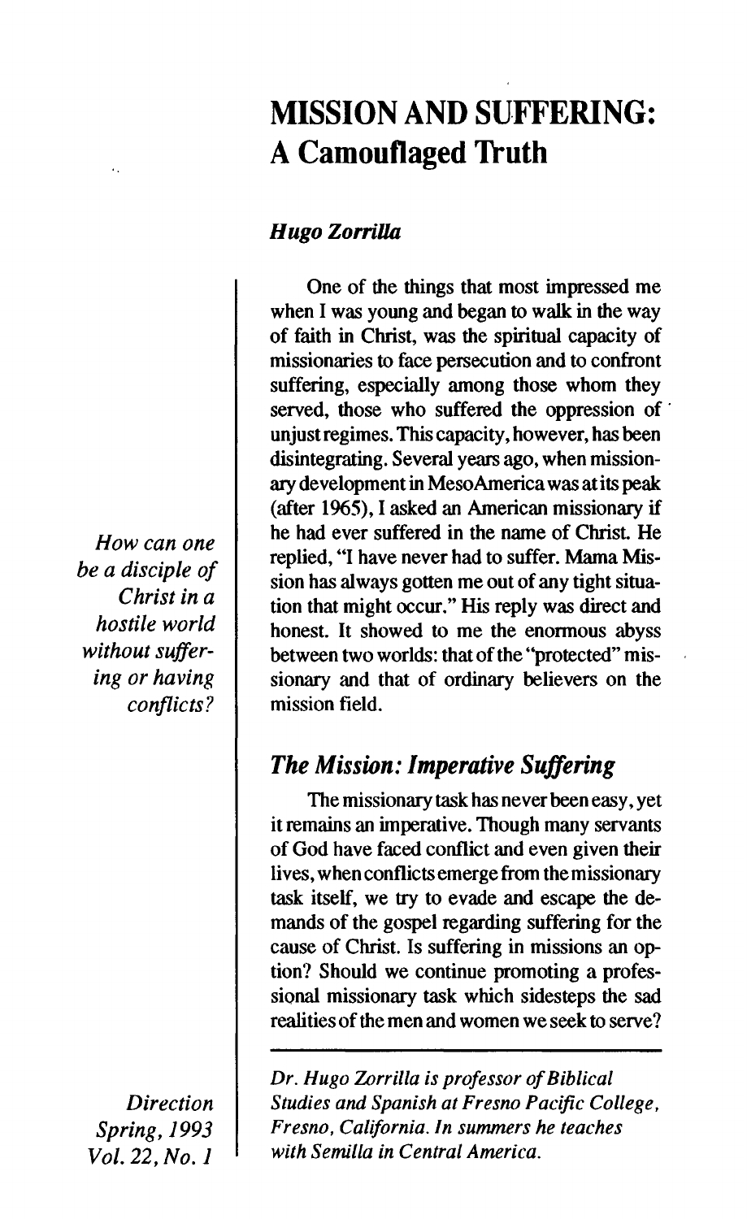# MISSION AND SUFFERING: A Camouflaged Truth

### *Hugo Zorrilla*

*How can one be a disciple of Christ in a hostile world without suffering or having conflicts?*

One of the things that most impressed me when I was young and began to walk in the way of faith in Christ, was the spiritual capacity of missionaries to face persecution and to confront suffering, especially among those whom they served, those who suffered the oppression of unjust regimes. This capacity, however, has been disintegrating. Several years ago, when missionary development in MesoAmerica was at its peak (after 1965), I asked an American missionary if he had ever suffered in the name of Christ. He replied, "I have never had to suffer. Mama Mission has always gotten me out of any tight situation that might occur." His reply was direct and honest. It showed to me the enormous abyss between two worlds: that of the "protected" missionary and that of ordinary believers on the mission field.

## *The Mission: Imperative Suffering*

The missionary task has never been easy, yet it remains an imperative. Though many servants of God have faced conflict and even given their lives, when conflicts emerge from the missionary task itself, we try to evade and escape the demands of the gospel regarding suffering for the cause of Christ. Is suffering in missions an option? Should we continue promoting a professional missionary task which sidesteps the sad realities of the men and women we seek to serve?

---

*Dr. Hugo Zorrilla is professor of Biblical Studies and Spanish at Fresno Pacific College, Fresno, California. In summers he teaches with Semilla in Central America.*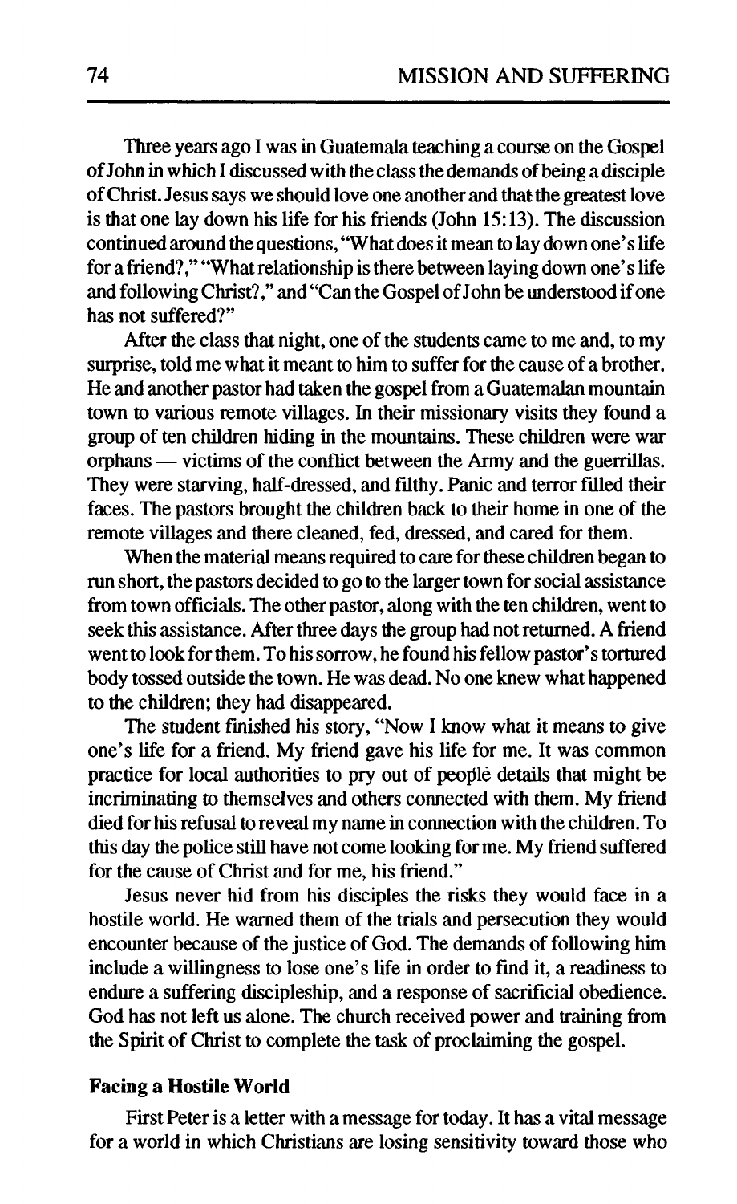Three years ago I was in Guatemala teaching a course on the Gospel of John in which I discussed with the class the demands of being a disciple of Christ. Jesus says we should love one another and that the greatest love is that one lay down his life for his friends (John 15:13). The discussion continued around the questions, "What does it mean to lay down one's life for a friend?," "What relationship is there between laying down one's life and following Christ?," and "Can the Gospel of John be understood if one has not suffered?"

After the class that night, one of the students came to me and, to my surprise, told me what it meant to him to suffer for the cause of a brother. He and another pastor had taken the gospel from a Guatemalan mountain town to various remote villages. In their missionary visits they found a group of ten children hiding in the mountains. These children were war orphans — victims of the conflict between the Army and the guerrillas. They were starving, half-dressed, and filthy. Panic and terror filled their faces. The pastors brought the children back to their home in one of the remote villages and there cleaned, fed, dressed, and cared for them.

When the material means required to care for these children began to run short, the pastors decided to go to the larger town for social assistance from town officials. The other pastor, along with the ten children, went to seek this assistance. After three days the group had not returned. A friend went to look for them. To his sorrow, he found his fellow pastor's tortured body tossed outside the town. He was dead. No one knew what happened to the children; they had disappeared.

The student finished his story, "Now I know what it means to give one's life for a friend. My friend gave his life for me. It was common practice for local authorities to pry out of people details that might be incriminating to themselves and others connected with them. My friend died for his refusal to reveal my name in connection with the children. To this day the police still have not come looking for me. My friend suffered for the cause of Christ and for me, his friend."

Jesus never hid from his disciples the risks they would face in a hostile world. He warned them of the trials and persecution they would encounter because of the justice of God. The demands of following him include a willingness to lose one's life in order to find it, a readiness to endure a suffering discipleship, and a response of sacrificial obedience. God has not left us alone. The church received power and training from the Spirit of Christ to complete the task of proclaiming the gospel.

### Facing a Hostile World

First Peter is a letter with a message for today. It has a vital message for a world in which Christians are losing sensitivity toward those who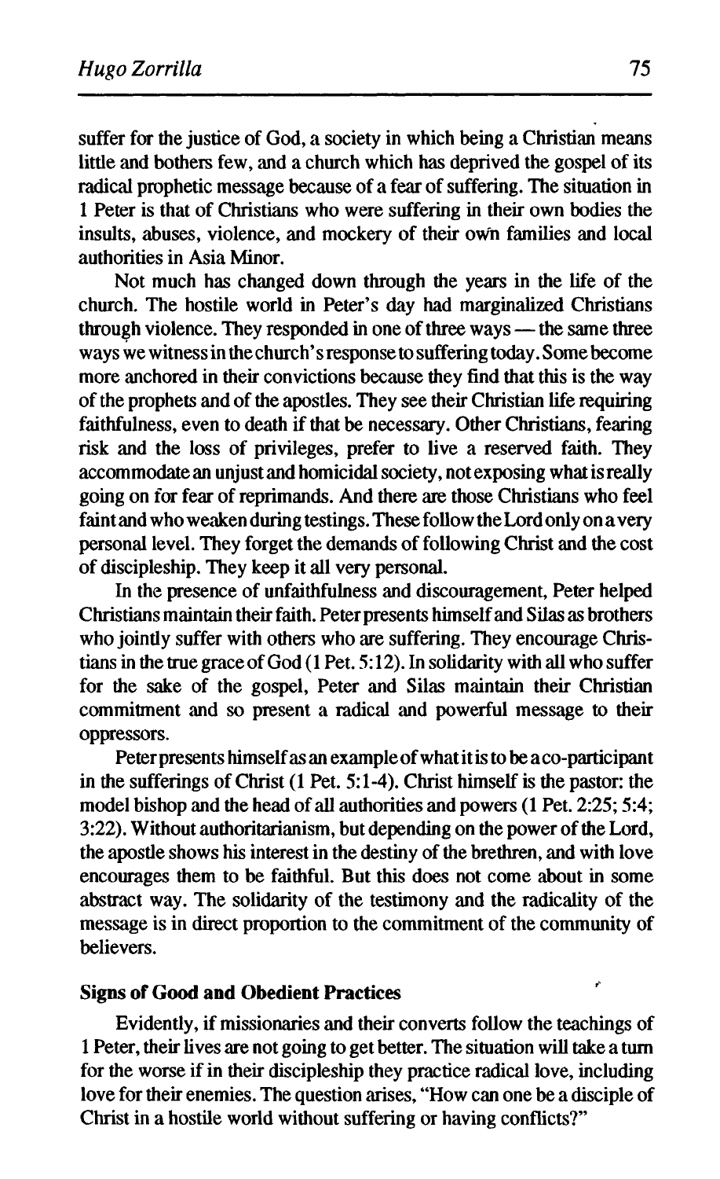suffer for the justice of God, a society in which being a Christian means little and bothers few, and a church which has deprived the gospel of its radical prophetic message because of a fear of suffering. The situation in 1 Peter is that of Christians who were suffering in their own bodies the insults, abuses, violence, and mockery of their own families and local authorities in Asia Minor.

Not much has changed down through the years in the life of the church. The hostile world in Peter's day had marginalized Christians through violence. They responded in one of three ways — the same three ways we witness in the church's response to suffering today. Some become more anchored in their convictions because they find that this is the way of the prophets and of the apostles. They see their Christian life requiring faithfulness, even to death if that be necessary. Other Christians, fearing risk and the loss of privileges, prefer to live a reserved faith. They accommodate an unjust and homicidal society, not exposing what is really going on for fear of reprimands. And there are those Christians who feel faint and who weaken during testings. These follow the Lord only on a very personal level. They forget the demands of following Christ and the cost of discipleship. They keep it all very personal.

In the presence of unfaithfulness and discouragement, Peter helped Christians maintain their faith. Peter presents himself and Silas as brothers who jointly suffer with others who are suffering. They encourage Christians in the true grace of God (1 Pet. 5:12). In solidarity with all who suffer for the sake of the gospel, Peter and Silas maintain their Christian commitment and so present a radical and powerful message to their oppressors.

Peter presents himself as an example of what it is to be a co-participant in the sufferings of Christ (1 Pet. 5:1-4). Christ himself is the pastor: the model bishop and the head of all authorities and powers (1 Pet. 2:25; 5:4; 3:22). Without authoritarianism, but depending on the power of the Lord, the apostle shows his interest in the destiny of the brethren, and with love encourages them to be faithful. But this does not come about in some abstract way. The solidarity of the testimony and the radicality of the message is in direct proportion to the commitment of the community of believers.

### Signs of Good and Obedient Practices

Evidently, if missionaries and their converts follow the teachings of 1 Peter, their lives are not going to get better. The situation will take a turn for the worse if in their discipleship they practice radical love, including love for their enemies. The question arises, "How can one be a disciple of Christ in a hostile world without suffering or having conflicts?"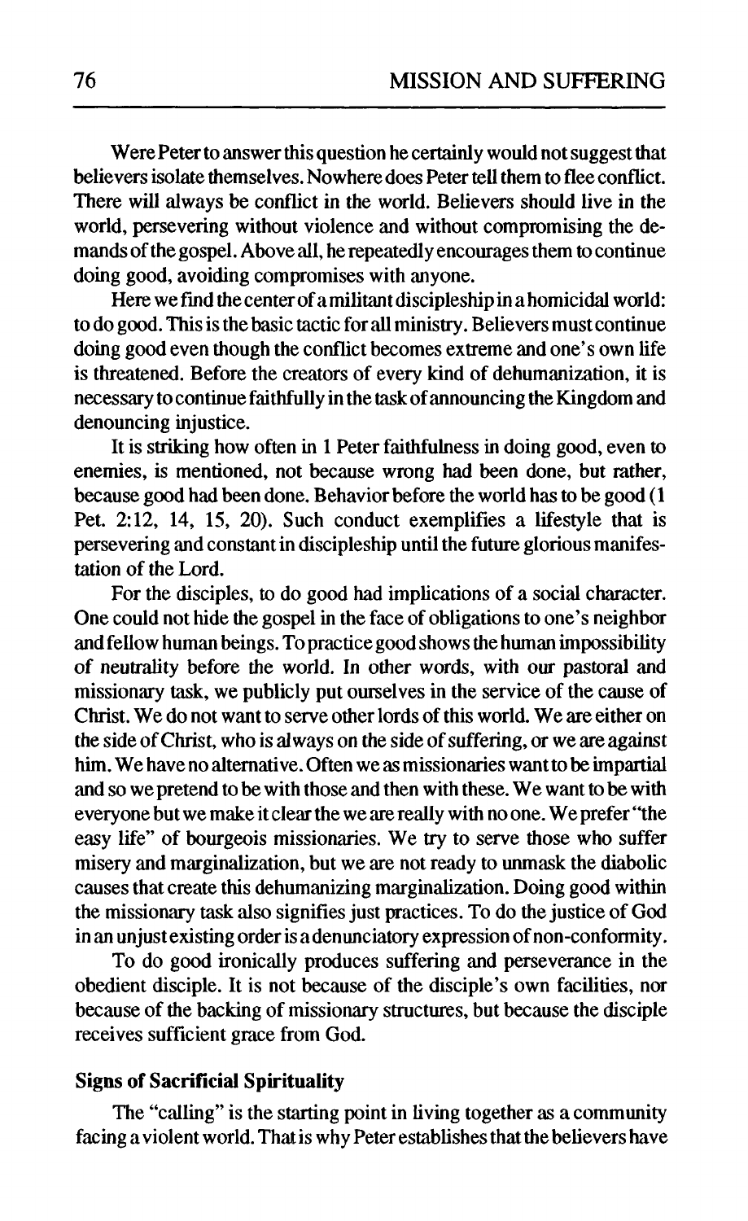Were Peter to answer this question he certainly would not suggest that believers isolate themselves. Nowhere does Peter tell them to flee conflict. There will always be conflict in the world. Believers should live in the world, persevering without violence and without compromising the demands of the gospel. Above all, he repeatedly encourages them to continue doing good, avoiding compromises with anyone.

Here we find the center of a militant discipleship in a homicidal world: to do good. This is the basic tactic for all ministry. Believers must continue doing good even though the conflict becomes extreme and one's own life is threatened. Before the creators of every kind of dehumanization, it is necessary to continue faithfully in the task of announcing the Kingdom and denouncing injustice.

It is striking how often in 1 Peter faithfulness in doing good, even to enemies, is mentioned, not because wrong had been done, but rather, because good had been done. Behavior before the world has to be good (1 Pet. 2:12, 14, 15, 20). Such conduct exemplifies a lifestyle that is persevering and constant in discipleship until the future glorious manifestation of the Lord.

For the disciples, to do good had implications of a social character. One could not hide the gospel in the face of obligations to one's neighbor and fellow human beings. To practice good shows the human impossibility of neutrality before the world. In other words, with our pastoral and missionary task, we publicly put ourselves in the service of the cause of Christ. We do not want to serve other lords of this world. We are either on the side of Christ, who is always on the side of suffering, or we are against him. We have no alternative. Often we as missionaries want to be impartial and so we pretend to be with those and then with these. We want to be with everyone but we make it clear the we are really with no one. We prefer "the easy life" of bourgeois missionaries. We try to serve those who suffer misery and marginalization, but we are not ready to unmask the diabolic causes that create this dehumanizing marginalization. Doing good within the missionary task also signifies just practices. To do the justice of God in an unjust existing order is a denunciatory expression of non-conformity.

To do good ironically produces suffering and perseverance in the obedient disciple. It is not because of the disciple's own facilities, nor because of the backing of missionary structures, but because the disciple receives sufficient grace from God.

### Signs of Sacrificial Spirituality

The "calling" is the starting point in living together as a community facing a violent world. That is why Peter establishes that the believers have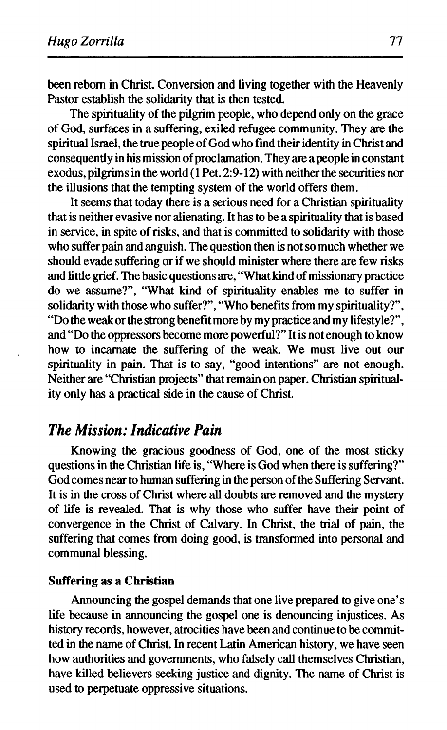been reborn in Christ. Conversion and living together with the Heavenly Pastor establish the solidarity that is then tested.

The spirituality of the pilgrim people, who depend only on the grace of God, surfaces in a suffering, exiled refugee community. They are the spiritual Israel, the true people of God who find their identity in Christ and consequently in his mission of proclamation. They are a people in constant exodus, pilgrims in the world (1 Pet. 2:9-12) with neither the securities nor the illusions that the tempting system of the world offers them.

It seems that today there is a serious need for a Christian spirituality that is neither evasive nor alienating. It has to be a spirituality that is based in service, in spite of risks, and that is committed to solidarity with those who suffer pain and anguish. The question then is not so much whether we should evade suffering or if we should minister where there are few risks and little grief. The basic questions are, "What kind of missionary practice do we assume?", "What kind of spirituality enables me to suffer in solidarity with those who suffer?", "Who benefits from my spirituality?", "Do the weak or the strong benefit more by my practice and my lifestyle?", and "Do the oppressors become more powerful?" It is not enough to know how to incarnate the suffering of the weak. We must live out our spirituality in pain. That is to say, "good intentions" are not enough. Neither are "Christian projects" that remain on paper. Christian spirituality only has a practical side in the cause of Christ.

## *The Mission: Indicative Pain*

Knowing the gracious goodness of God, one of the most sticky questions in the Christian life is, "Where is God when there is suffering?" God comes near to human suffering in the person of the Suffering Servant. It is in the cross of Christ where all doubts are removed and the mystery of life is revealed. That is why those who suffer have their point of convergence in the Christ of Calvary. In Christ, the trial of pain, the suffering that comes from doing good, is transformed into personal and communal blessing.

### Suffering as a Christian

Announcing the gospel demands that one live prepared to give one's life because in announcing the gospel one is denouncing injustices. As history records, however, atrocities have been and continue to be committed in the name of Christ. In recent Latin American history, we have seen how authorities and governments, who falsely call themselves Christian, have killed believers seeking justice and dignity. The name of Christ is used to perpetuate oppressive situations.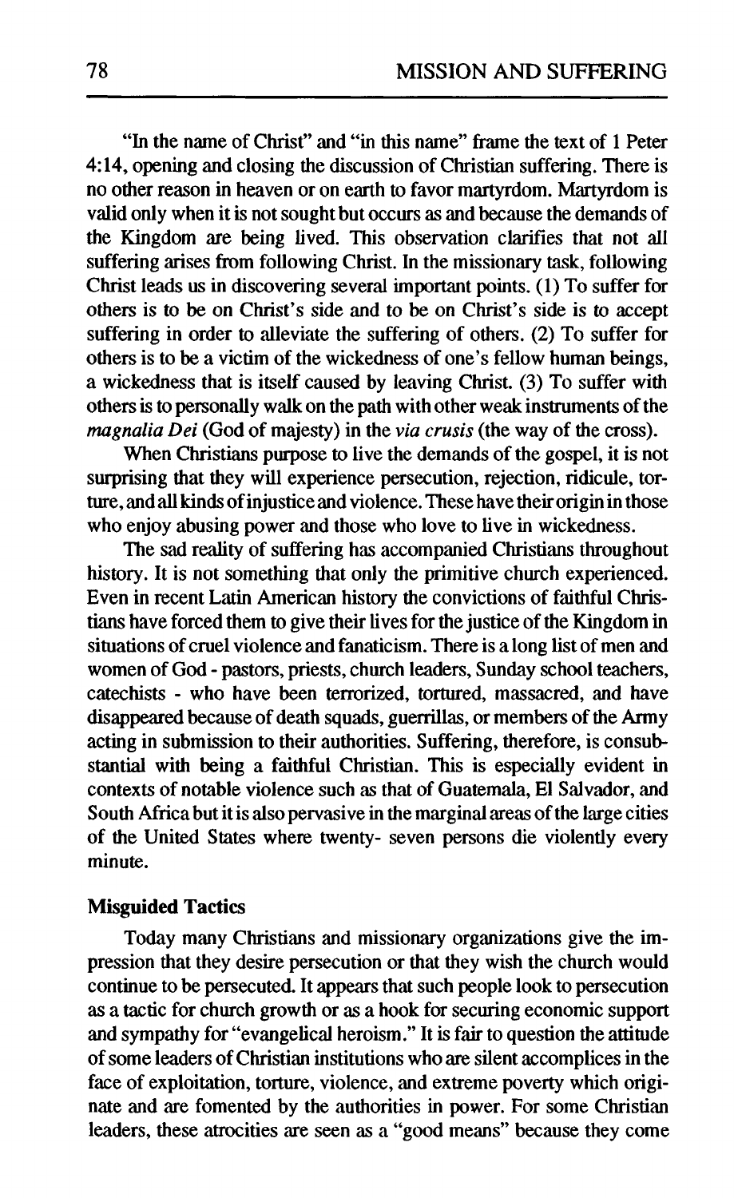"In the name of Christ" and "in this name" frame the text of 1 Peter 4:14, opening and closing the discussion of Christian suffering. There is no other reason in heaven or on earth to favor martyrdom. Martyrdom is valid only when it is not sought but occurs as and because the demands of the Kingdom are being lived. This observation clarifies that not all suffering arises from following Christ. In the missionary task, following Christ leads us in discovering several important points. (1) To suffer for others is to be on Christ's side and to be on Christ's side is to accept suffering in order to alleviate the suffering of others. (2) To suffer for others is to be a victim of the wickedness of one's fellow human beings, a wickedness that is itself caused by leaving Christ. (3) To suffer with others is to personally walk on the path with other weak instruments of the *magnalia Dei* (God of majesty) in the *via crusis* (the way of the cross).

When Christians purpose to live the demands of the gospel, it is not surprising that they will experience persecution, rejection, ridicule, torture, and all kinds of injustice and violence. These have their origin in those who enjoy abusing power and those who love to live in wickedness.

The sad reality of suffering has accompanied Christians throughout history. It is not something that only the primitive church experienced. Even in recent Latin American history the convictions of faithful Christians have forced them to give their lives for the justice of the Kingdom in situations of cruel violence and fanaticism. There is a long list of men and women of God - pastors, priests, church leaders, Sunday school teachers, catechists - who have been terrorized, tortured, massacred, and have disappeared because of death squads, guerrillas, or members of the Army acting in submission to their authorities. Suffering, therefore, is consubstantial with being a faithful Christian. This is especially evident in contexts of notable violence such as that of Guatemala, El Salvador, and South Africa but it is also pervasive in the marginal areas of the large cities of the United States where twenty- seven persons die violently every minute.

**Misguided Tactics**

Today many Christians and missionary organizations give the impression that they desire persecution or that they wish the church would continue to be persecuted. It appears that such people look to persecution as a tactic for church growth or as a hook for securing economic support and sympathy for "evangelical heroism." It is fair to question the attitude of some leaders of Christian institutions who are silent accomplices in the face of exploitation, torture, violence, and extreme poverty which originate and are fomented by the authorities in power. For some Christian leaders, these atrocities are seen as a "good means" because they come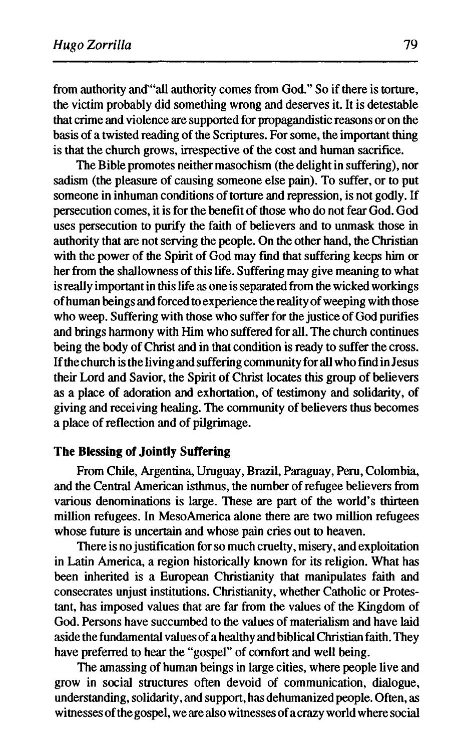from authority and "all authority comes from God." So if there is torture, the victim probably did something wrong and deserves it. It is detestable that crime and violence are supported for propagandistic reasons or on the basis of a twisted reading of the Scriptures. For some, the important thing is that the church grows, irrespective of the cost and human sacrifice.

The Bible promotes neither masochism (the delight in suffering), nor sadism (the pleasure of causing someone else pain). To suffer, or to put someone in inhuman conditions of torture and repression, is not godly. If persecution comes, it is for the benefit of those who do not fear God. God uses persecution to purify the faith of believers and to unmask those in authority that are not serving the people. On the other hand, the Christian with the power of the Spirit of God may find that suffering keeps him or her from the shallowness of this life. Suffering may give meaning to what is really important in this life as one is separated from the wicked workings of human beings and forced to experience the reality of weeping with those who weep. Suffering with those who suffer for the justice of God purifies and brings harmony with Him who suffered for all. The church continues being the body of Christ and in that condition is ready to suffer the cross. If the church is the living and suffering community for all who find in Jesus their Lord and Savior, the Spirit of Christ locates this group of believers as a place of adoration and exhortation, of testimony and solidarity, of giving and receiving healing. The community of believers thus becomes a place of reflection and of pilgrimage.

**The Blessing of Jointly Suffering**

From Chile, Argentina, Uruguay, Brazil, Paraguay, Peru, Colombia, and the Central American isthmus, the number of refugee believers from various denominations is large. These are part of the world's thirteen million refugees. In MesoAmerica alone there are two million refugees whose future is uncertain and whose pain cries out to heaven.

There is no justification for so much cruelty, misery, and exploitation in Latin America, a region historically known for its religion. What has been inherited is a European Christianity that manipulates faith and consecrates unjust institutions. Christianity, whether Catholic or Protestant, has imposed values that are far from the values of the Kingdom of God. Persons have succumbed to the values of materialism and have laid aside the fundamental values of a healthy and biblical Christian faith. They have preferred to hear the "gospel" of comfort and well being.

The amassing of human beings in large cities, where people live and grow in social structures often devoid of communication, dialogue, understanding, solidarity, and support, has dehumanized people. Often, as witnesses of the gospel, we are also witnesses of a crazy world where social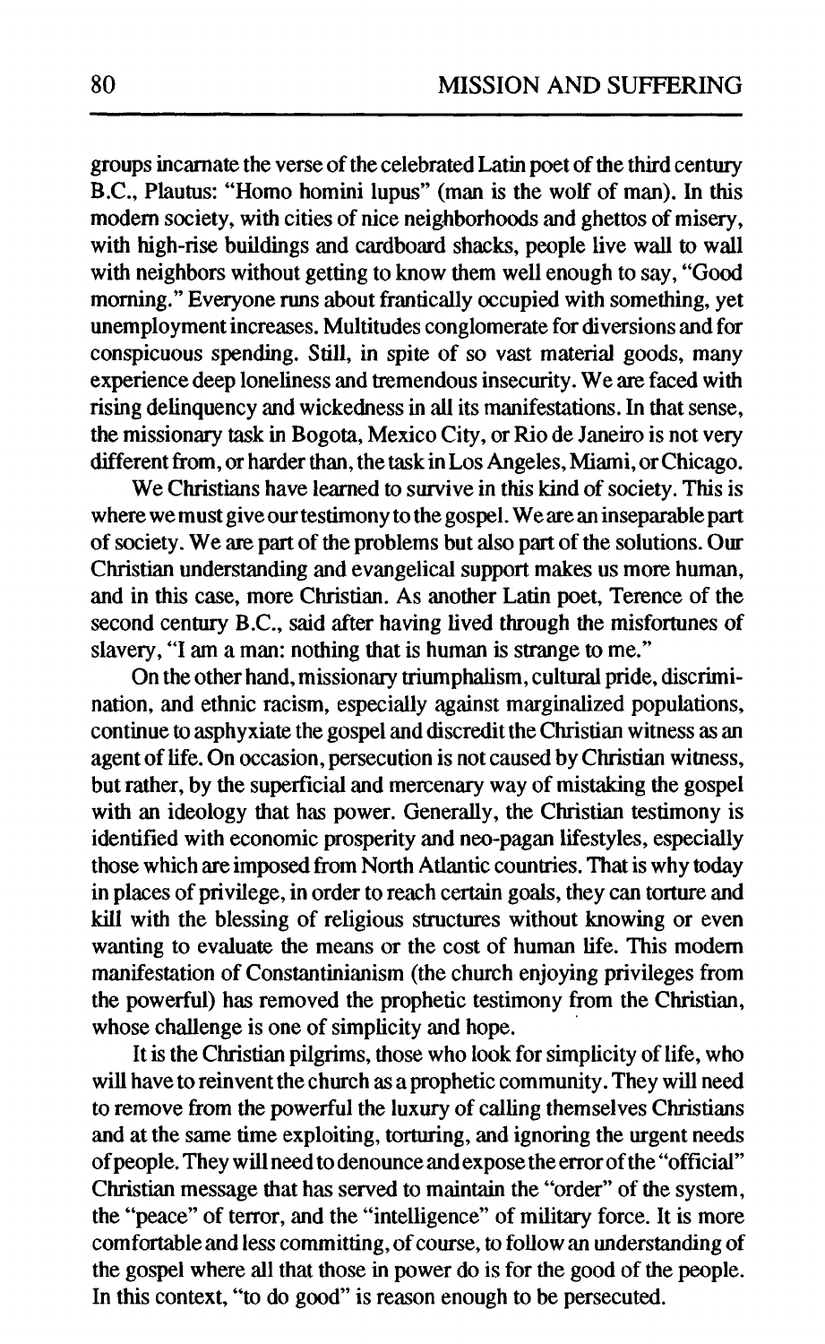groups incarnate the verse of the celebrated Latin poet of the third century B.C., Plautus: "Homo homini lupus" (man is the wolf of man). In this modern society, with cities of nice neighborhoods and ghettos of misery, with high-rise buildings and cardboard shacks, people live wall to wall with neighbors without getting to know them well enough to say, "Good morning." Everyone runs about frantically occupied with something, yet unemployment increases. Multitudes conglomerate for diversions and for conspicuous spending. Still, in spite of so vast material goods, many experience deep loneliness and tremendous insecurity. We are faced with rising delinquency and wickedness in all its manifestations. In that sense, the missionary task in Bogota, Mexico City, or Rio de Janeiro is not very different from, or harder than, the task in Los Angeles, Miami, or Chicago.

We Christians have learned to survive in this kind of society. This is where we must give our testimony to the gospel. We are an inseparable part of society. We are part of the problems but also part of the solutions. Our Christian understanding and evangelical support makes us more human, and in this case, more Christian. As another Latin poet, Terence of the second century B.C., said after having lived through the misfortunes of slavery, "I am a man: nothing that is human is strange to me."

On the other hand, missionary triumphalism, cultural pride, discrimination, and ethnic racism, especially against marginalized populations, continue to asphyxiate the gospel and discredit the Christian witness as an agent of life. On occasion, persecution is not caused by Christian witness, but rather, by the superficial and mercenary way of mistaking the gospel with an ideology that has power. Generally, the Christian testimony is identified with economic prosperity and neo-pagan lifestyles, especially those which are imposed from North Atlantic countries. That is why today in places of privilege, in order to reach certain goals, they can torture and kill with the blessing of religious structures without knowing or even wanting to evaluate the means or the cost of human life. This modern manifestation of Constantinianism (the church enjoying privileges from the powerful) has removed the prophetic testimony from the Christian, whose challenge is one of simplicity and hope.

It is the Christian pilgrims, those who look for simplicity of life, who will have to reinvent the church as a prophetic community. They will need to remove from the powerful the luxury of calling themselves Christians and at the same time exploiting, torturing, and ignoring the urgent needs of people. They will need to denounce and expose the error of the "official" Christian message that has served to maintain the "order" of the system, the "peace" of terror, and the "intelligence" of military force. It is more comfortable and less committing, of course, to follow an understanding of the gospel where all that those in power do is for the good of the people. In this context, "to do good" is reason enough to be persecuted.